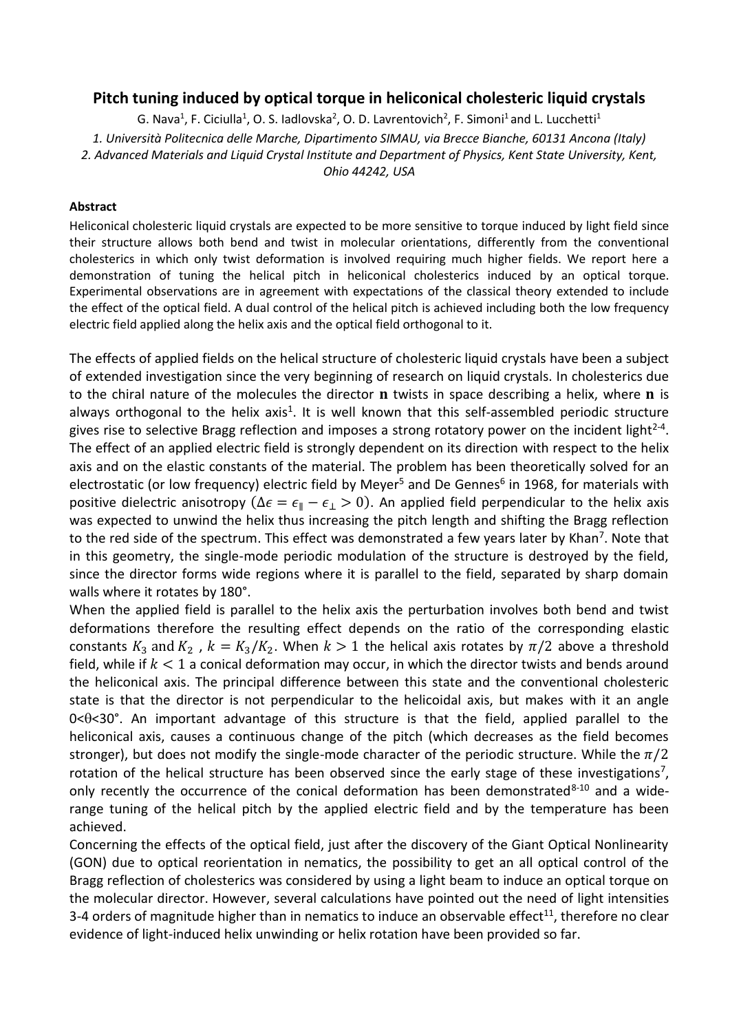# Pitch tuning induced by optical torque in heliconical cholesteric liquid crystals

G. Nava[1], F. Ciciulla[1], O. S. Iadlovska[2], O. D. Lavrentovich[2], F. Simoni[1] and L. Lucchetti[1]

*1. Università Politecnica delle Marche, Dipartimento SIMAU, via Brecce Bianche, 60131 Ancona (Italy)*

*2. Advanced Materials and Liquid Crystal Institute and Department of Physics, Kent State University, Kent, Ohio 44242, USA*

**Abstract**

Heliconical cholesteric liquid crystals are expected to be more sensitive to torque induced by light field since their structure allows both bend and twist in molecular orientations, differently from the conventional cholesterics in which only twist deformation is involved requiring much higher fields. We report here a demonstration of tuning the helical pitch in heliconical cholesterics induced by an optical torque. Experimental observations are in agreement with expectations of the classical theory extended to include the effect of the optical field. A dual control of the helical pitch is achieved including both the low frequency electric field applied along the helix axis and the optical field orthogonal to it.

The effects of applied fields on the helical structure of cholesteric liquid crystals have been a subject of extended investigation since the very beginning of research on liquid crystals. In cholesterics due to the chiral nature of the molecules the director $\mathbf{n}$ twists in space describing a helix, where $\mathbf{n}$ is always orthogonal to the helix axis[1]. It is well known that this self-assembled periodic structure gives rise to selective Bragg reflection and imposes a strong rotatory power on the incident light[2-4]. The effect of an applied electric field is strongly dependent on its direction with respect to the helix axis and on the elastic constants of the material. The problem has been theoretically solved for an electrostatic (or low frequency) electric field by Meyer[5] and De Gennes[6] in 1968, for materials with positive dielectric anisotropy ($\Delta\epsilon = \epsilon_{\parallel} - \epsilon_{\perp} > 0$). An applied field perpendicular to the helix axis was expected to unwind the helix thus increasing the pitch length and shifting the Bragg reflection to the red side of the spectrum. This effect was demonstrated a few years later by Khan[7]. Note that in this geometry, the single-mode periodic modulation of the structure is destroyed by the field, since the director forms wide regions where it is parallel to the field, separated by sharp domain walls where it rotates by 180°.

When the applied field is parallel to the helix axis the perturbation involves both bend and twist deformations therefore the resulting effect depends on the ratio of the corresponding elastic constants $K_3$ and $K_2$ , $k = K_3/K_2$. When $k > 1$ the helical axis rotates by $\pi/2$ above a threshold field, while if $k < 1$ a conical deformation may occur, in which the director twists and bends around the heliconical axis. The principal difference between this state and the conventional cholesteric state is that the director is not perpendicular to the helicoidal axis, but makes with it an angle $0<\theta<30°$. An important advantage of this structure is that the field, applied parallel to the heliconical axis, causes a continuous change of the pitch (which decreases as the field becomes stronger), but does not modify the single-mode character of the periodic structure. While the $\pi/2$ rotation of the helical structure has been observed since the early stage of these investigations[7], only recently the occurrence of the conical deformation has been demonstrated[8-10] and a wide-range tuning of the helical pitch by the applied electric field and by the temperature has been achieved.

Concerning the effects of the optical field, just after the discovery of the Giant Optical Nonlinearity (GON) due to optical reorientation in nematics, the possibility to get an all optical control of the Bragg reflection of cholesterics was considered by using a light beam to induce an optical torque on the molecular director. However, several calculations have pointed out the need of light intensities 3-4 orders of magnitude higher than in nematics to induce an observable effect[11], therefore no clear evidence of light-induced helix unwinding or helix rotation have been provided so far.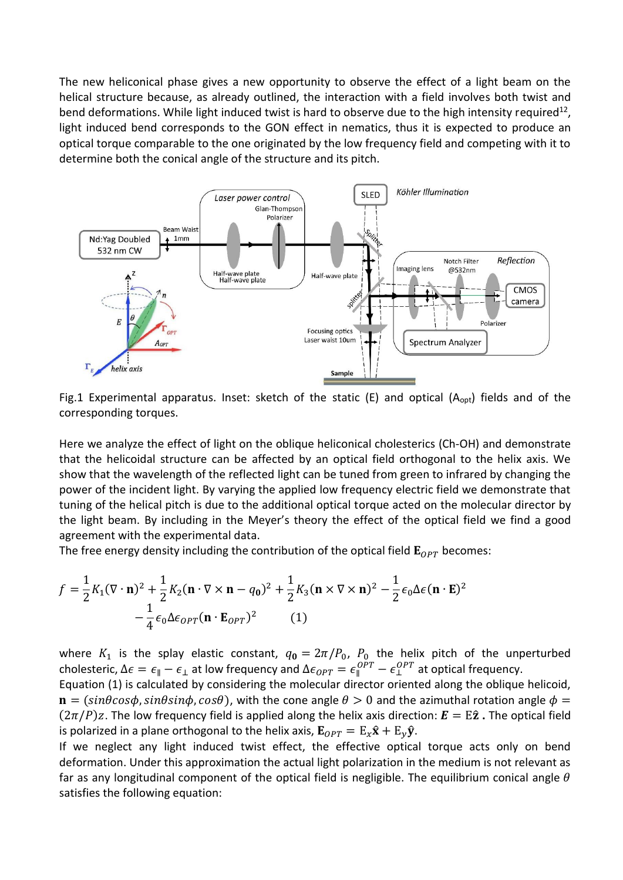The new heliconical phase gives a new opportunity to observe the effect of a light beam on the helical structure because, as already outlined, the interaction with a field involves both twist and bend deformations. While light induced twist is hard to observe due to the high intensity required[12], light induced bend corresponds to the GON effect in nematics, thus it is expected to produce an optical torque comparable to the one originated by the low frequency field and competing with it to determine both the conical angle of the structure and its pitch.

Fig.1 Experimental apparatus. Inset: sketch of the static (E) and optical ($A_{opt}$) fields and of the corresponding torques.

Here we analyze the effect of light on the oblique heliconical cholesterics (Ch-OH) and demonstrate that the helicoidal structure can be affected by an optical field orthogonal to the helix axis. We show that the wavelength of the reflected light can be tuned from green to infrared by changing the power of the incident light. By varying the applied low frequency electric field we demonstrate that tuning of the helical pitch is due to the additional optical torque acted on the molecular director by the light beam. By including in the Meyer's theory the effect of the optical field we find a good agreement with the experimental data.

The free energy density including the contribution of the optical field $\mathbf{E}_{OPT}$ becomes:

$$f = \frac{1}{2}K_1(\nabla \cdot \mathbf{n})^2 + \frac{1}{2}K_2(\mathbf{n} \cdot \nabla \times \mathbf{n} - q_0)^2 + \frac{1}{2}K_3(\mathbf{n} \times \nabla \times \mathbf{n})^2 - \frac{1}{2}\epsilon_0 \Delta\epsilon(\mathbf{n} \cdot \mathbf{E})^2 - \frac{1}{4}\epsilon_0 \Delta\epsilon_{OPT}(\mathbf{n} \cdot \mathbf{E}_{OPT})^2 \qquad (1)$$

where $K_1$ is the splay elastic constant, $q_0 = 2\pi/P_0$, $P_0$ the helix pitch of the unperturbed cholesteric, $\Delta\epsilon = \epsilon_\parallel - \epsilon_\perp$ at low frequency and $\Delta\epsilon_{OPT} = \epsilon_\parallel^{OPT} - \epsilon_\perp^{OPT}$ at optical frequency.

Equation (1) is calculated by considering the molecular director oriented along the oblique helicoid, $\mathbf{n} = (\sin\theta\cos\phi, \sin\theta\sin\phi, \cos\theta)$, with the cone angle $\theta > 0$ and the azimuthal rotation angle $\phi = (2\pi/P)z$. The low frequency field is applied along the helix axis direction: $\boldsymbol{E} = \mathrm{E}\hat{\mathbf{z}}$ **.** The optical field is polarized in a plane orthogonal to the helix axis, $\mathbf{E}_{OPT} = \mathrm{E}_x\hat{\mathbf{x}} + \mathrm{E}_y\hat{\mathbf{y}}$.

If we neglect any light induced twist effect, the effective optical torque acts only on bend deformation. Under this approximation the actual light polarization in the medium is not relevant as far as any longitudinal component of the optical field is negligible. The equilibrium conical angle $\theta$ satisfies the following equation: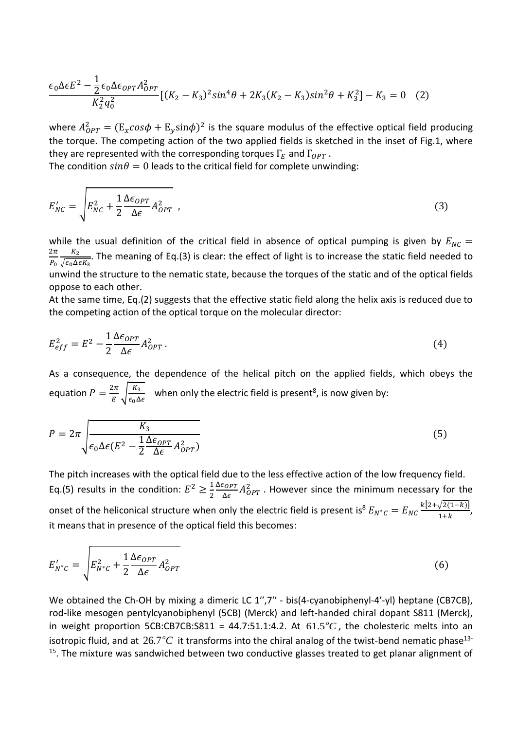$$\frac{\epsilon_0 \Delta\epsilon E^2 - \frac{1}{2}\epsilon_0 \Delta\epsilon_{OPT} A_{OPT}^2}{K_2^2 q_0^2}[(K_2 - K_3)^2 sin^4\theta + 2K_3(K_2 - K_3)sin^2\theta + K_3^2] - K_3 = 0 \quad (2)$$

where $A_{OPT}^2 = (\mathrm{E}_x cos\phi + \mathrm{E}_y \sin\phi)^2$ is the square modulus of the effective optical field producing the torque. The competing action of the two applied fields is sketched in the inset of Fig.1, where they are represented with the corresponding torques $\Gamma_E$ and $\Gamma_{OPT}$.

The condition $sin\theta = 0$ leads to the critical field for complete unwinding:

$$E'_{NC} = \sqrt{E_{NC}^2 + \frac{1}{2}\frac{\Delta\epsilon_{OPT}}{\Delta\epsilon} A_{OPT}^2} \;, \quad (3)$$

while the usual definition of the critical field in absence of optical pumping is given by $E_{NC} = \frac{2\pi}{P_0}\frac{K_2}{\sqrt{\epsilon_0 \Delta\epsilon K_3}}$. The meaning of Eq.(3) is clear: the effect of light is to increase the static field needed to unwind the structure to the nematic state, because the torques of the static and of the optical fields oppose to each other.

At the same time, Eq.(2) suggests that the effective static field along the helix axis is reduced due to the competing action of the optical torque on the molecular director:

$$E_{eff}^2 = E^2 - \frac{1}{2}\frac{\Delta\epsilon_{OPT}}{\Delta\epsilon} A_{OPT}^2 \, . \quad (4)$$

As a consequence, the dependence of the helical pitch on the applied fields, which obeys the equation $P = \frac{2\pi}{E}\sqrt{\frac{K_3}{\epsilon_0 \Delta\epsilon}}$ when only the electric field is present[8], is now given by:

$$P = 2\pi \sqrt{\frac{K_3}{\epsilon_0 \Delta\epsilon (E^2 - \frac{1}{2}\frac{\Delta\epsilon_{OPT}}{\Delta\epsilon} A_{OPT}^2)}} \quad (5)$$

The pitch increases with the optical field due to the less effective action of the low frequency field. Eq.(5) results in the condition: $E^2 \geq \frac{1}{2}\frac{\Delta\epsilon_{OPT}}{\Delta\epsilon} A_{OPT}^2$. However since the minimum necessary for the onset of the heliconical structure when only the electric field is present is[8] $E_{N^*C} = E_{NC}\frac{k[2+\sqrt{2(1-k)}]}{1+k}$, it means that in presence of the optical field this becomes:

$$E'_{N^*C} = \sqrt{E_{N^*C}^2 + \frac{1}{2}\frac{\Delta\epsilon_{OPT}}{\Delta\epsilon} A_{OPT}^2} \quad (6)$$

We obtained the Ch-OH by mixing a dimeric LC 1'',7'' - bis(4-cyanobiphenyl-4'-yl) heptane (CB7CB), rod-like mesogen pentylcyanobiphenyl (5CB) (Merck) and left-handed chiral dopant S811 (Merck), in weight proportion 5CB:CB7CB:S811 = 44.7:51.1:4.2. At $61.5^oC$, the cholesteric melts into an isotropic fluid, and at $26.7^oC$ it transforms into the chiral analog of the twist-bend nematic phase[13-15]. The mixture was sandwiched between two conductive glasses treated to get planar alignment of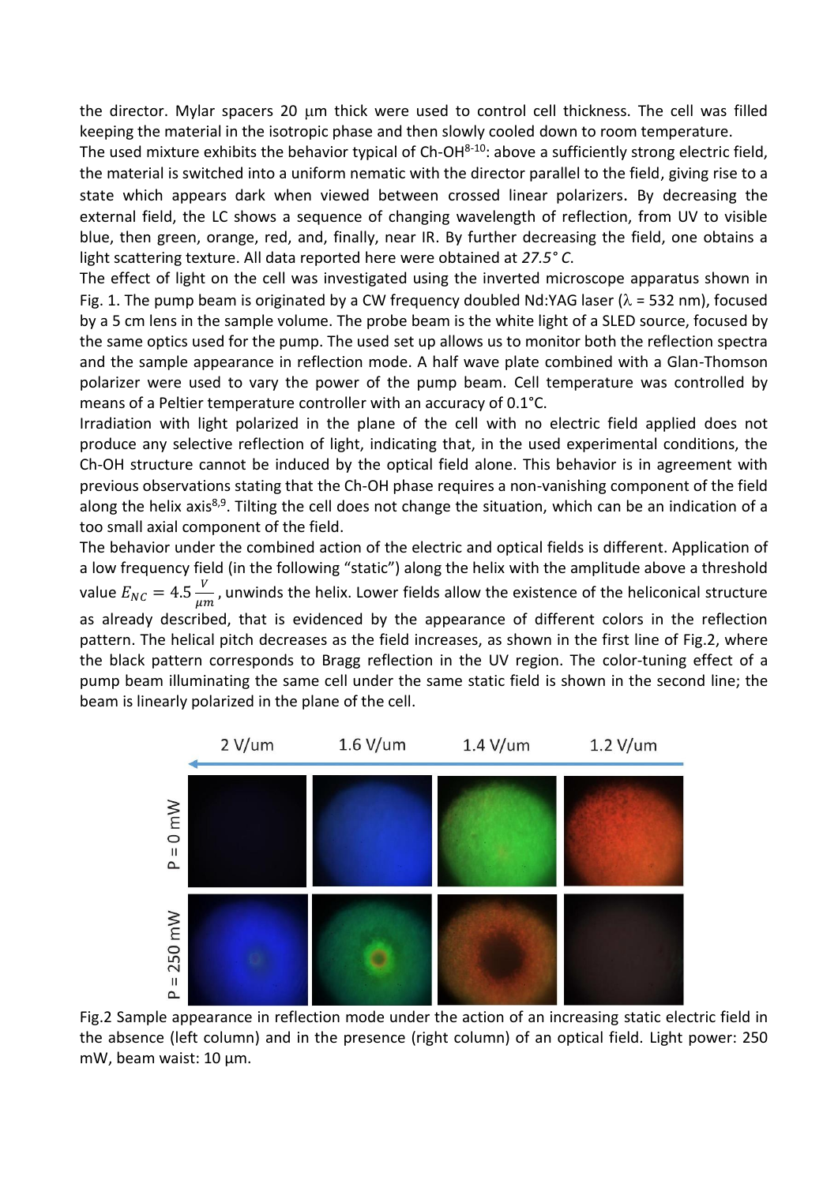the director. Mylar spacers 20 μm thick were used to control cell thickness. The cell was filled keeping the material in the isotropic phase and then slowly cooled down to room temperature.

The used mixture exhibits the behavior typical of Ch-OH[8-10]: above a sufficiently strong electric field, the material is switched into a uniform nematic with the director parallel to the field, giving rise to a state which appears dark when viewed between crossed linear polarizers. By decreasing the external field, the LC shows a sequence of changing wavelength of reflection, from UV to visible blue, then green, orange, red, and, finally, near IR. By further decreasing the field, one obtains a light scattering texture. All data reported here were obtained at *27.5° C*.

The effect of light on the cell was investigated using the inverted microscope apparatus shown in Fig. 1. The pump beam is originated by a CW frequency doubled Nd:YAG laser ($\lambda$ = 532 nm), focused by a 5 cm lens in the sample volume. The probe beam is the white light of a SLED source, focused by the same optics used for the pump. The used set up allows us to monitor both the reflection spectra and the sample appearance in reflection mode. A half wave plate combined with a Glan-Thomson polarizer were used to vary the power of the pump beam. Cell temperature was controlled by means of a Peltier temperature controller with an accuracy of 0.1°C.

Irradiation with light polarized in the plane of the cell with no electric field applied does not produce any selective reflection of light, indicating that, in the used experimental conditions, the Ch-OH structure cannot be induced by the optical field alone. This behavior is in agreement with previous observations stating that the Ch-OH phase requires a non-vanishing component of the field along the helix axis[8,9]. Tilting the cell does not change the situation, which can be an indication of a too small axial component of the field.

The behavior under the combined action of the electric and optical fields is different. Application of a low frequency field (in the following "static") along the helix with the amplitude above a threshold value $E_{NC} = 4.5\frac{V}{\mu m}$, unwinds the helix. Lower fields allow the existence of the heliconical structure as already described, that is evidenced by the appearance of different colors in the reflection pattern. The helical pitch decreases as the field increases, as shown in the first line of Fig.2, where the black pattern corresponds to Bragg reflection in the UV region. The color-tuning effect of a pump beam illuminating the same cell under the same static field is shown in the second line; the beam is linearly polarized in the plane of the cell.

Fig.2 Sample appearance in reflection mode under the action of an increasing static electric field in the absence (left column) and in the presence (right column) of an optical field. Light power: 250 mW, beam waist: 10 μm.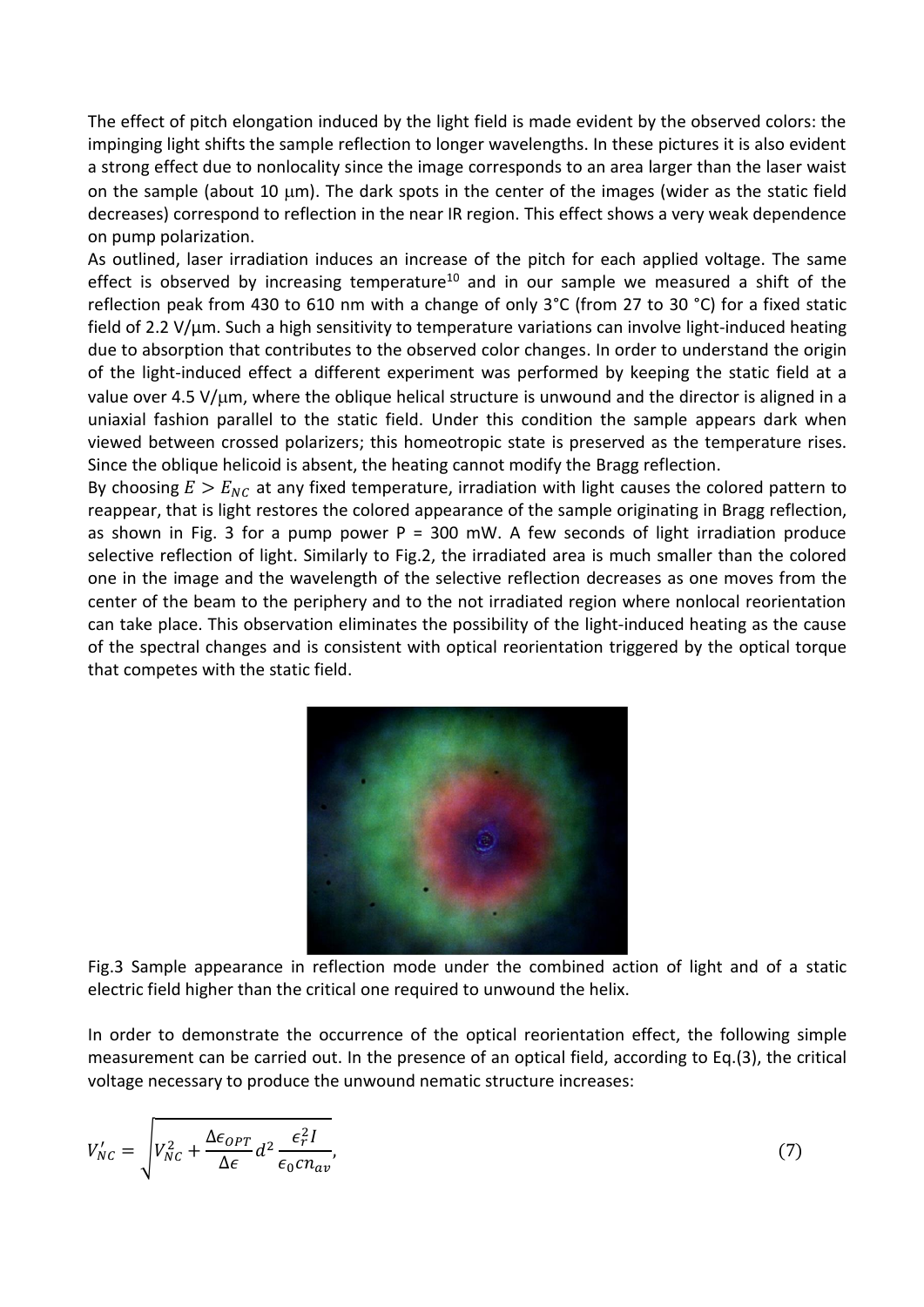The effect of pitch elongation induced by the light field is made evident by the observed colors: the impinging light shifts the sample reflection to longer wavelengths. In these pictures it is also evident a strong effect due to nonlocality since the image corresponds to an area larger than the laser waist on the sample (about 10 μm). The dark spots in the center of the images (wider as the static field decreases) correspond to reflection in the near IR region. This effect shows a very weak dependence on pump polarization.

As outlined, laser irradiation induces an increase of the pitch for each applied voltage. The same effect is observed by increasing temperature[10] and in our sample we measured a shift of the reflection peak from 430 to 610 nm with a change of only 3°C (from 27 to 30 °C) for a fixed static field of 2.2 V/μm. Such a high sensitivity to temperature variations can involve light-induced heating due to absorption that contributes to the observed color changes. In order to understand the origin of the light-induced effect a different experiment was performed by keeping the static field at a value over 4.5 V/μm, where the oblique helical structure is unwound and the director is aligned in a uniaxial fashion parallel to the static field. Under this condition the sample appears dark when viewed between crossed polarizers; this homeotropic state is preserved as the temperature rises. Since the oblique helicoid is absent, the heating cannot modify the Bragg reflection.

By choosing $E > E_{NC}$ at any fixed temperature, irradiation with light causes the colored pattern to reappear, that is light restores the colored appearance of the sample originating in Bragg reflection, as shown in Fig. 3 for a pump power P = 300 mW. A few seconds of light irradiation produce selective reflection of light. Similarly to Fig.2, the irradiated area is much smaller than the colored one in the image and the wavelength of the selective reflection decreases as one moves from the center of the beam to the periphery and to the not irradiated region where nonlocal reorientation can take place. This observation eliminates the possibility of the light-induced heating as the cause of the spectral changes and is consistent with optical reorientation triggered by the optical torque that competes with the static field.

Fig.3 Sample appearance in reflection mode under the combined action of light and of a static electric field higher than the critical one required to unwound the helix.

In order to demonstrate the occurrence of the optical reorientation effect, the following simple measurement can be carried out. In the presence of an optical field, according to Eq.(3), the critical voltage necessary to produce the unwound nematic structure increases:

$$V'_{NC} = \sqrt{V_{NC}^2 + \frac{\Delta\epsilon_{OPT}}{\Delta\epsilon} d^2 \frac{\epsilon_r^2 I}{\epsilon_0 c n_{av}}}, \tag{7}$$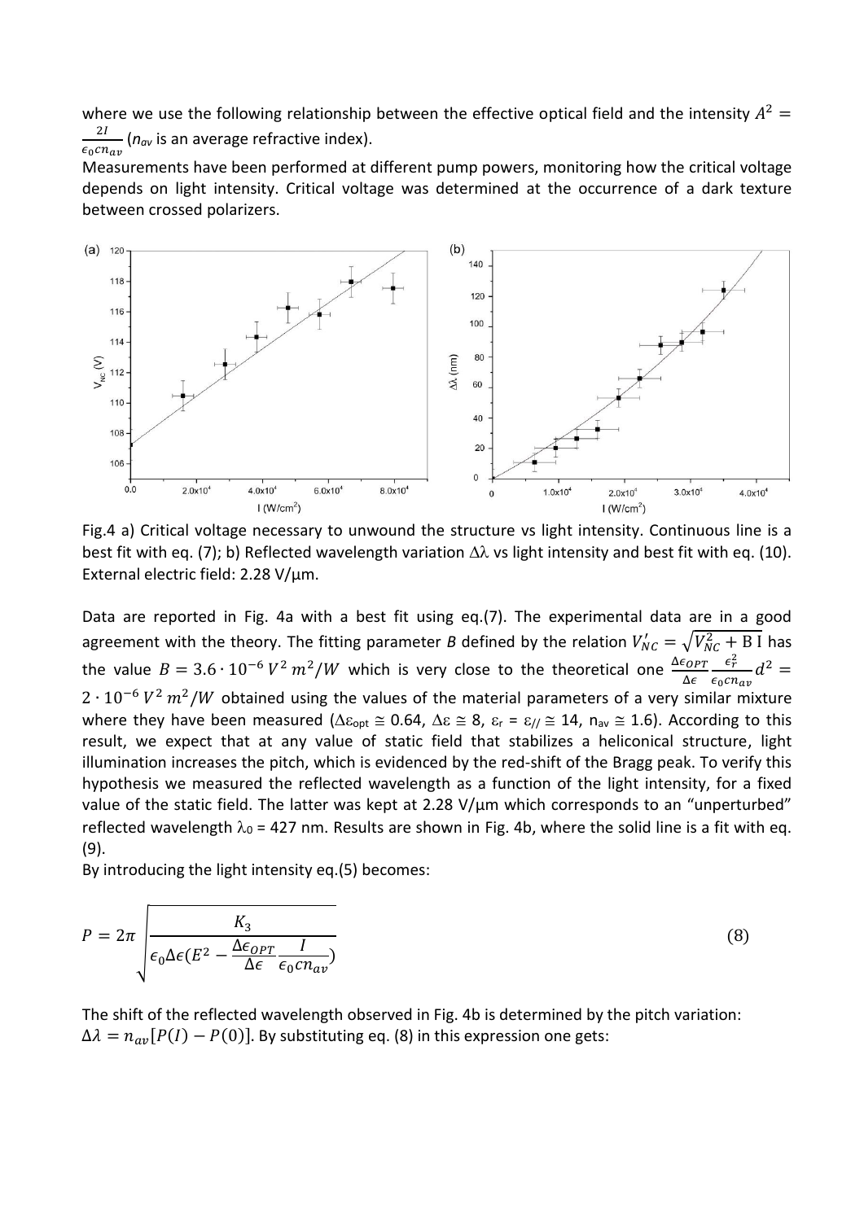where we use the following relationship between the effective optical field and the intensity $A^2 = \frac{2I}{\epsilon_0 c n_{av}}$ ($n_{av}$ is an average refractive index).

Measurements have been performed at different pump powers, monitoring how the critical voltage depends on light intensity. Critical voltage was determined at the occurrence of a dark texture between crossed polarizers.

Fig.4 a) Critical voltage necessary to unwound the structure vs light intensity. Continuous line is a best fit with eq. (7); b) Reflected wavelength variation $\Delta\lambda$ vs light intensity and best fit with eq. (10). External electric field: 2.28 V/μm.

Data are reported in Fig. 4a with a best fit using eq.(7). The experimental data are in a good agreement with the theory. The fitting parameter *B* defined by the relation $V'_{NC} = \sqrt{V_{NC}^2 + \mathrm{B\,I}}$ has the value $B = 3.6 \cdot 10^{-6}\, V^2\, m^2/W$ which is very close to the theoretical one $\frac{\Delta\epsilon_{OPT}}{\Delta\epsilon} \frac{\epsilon_r^2}{\epsilon_0 c n_{av}} d^2 = 2 \cdot 10^{-6}\, V^2\, m^2/W$ obtained using the values of the material parameters of a very similar mixture where they have been measured ($\Delta\varepsilon_{opt} \cong 0.64$, $\Delta\varepsilon \cong 8$, $\varepsilon_r = \varepsilon_{//} \cong 14$, $n_{av} \cong 1.6$). According to this result, we expect that at any value of static field that stabilizes a heliconical structure, light illumination increases the pitch, which is evidenced by the red-shift of the Bragg peak. To verify this hypothesis we measured the reflected wavelength as a function of the light intensity, for a fixed value of the static field. The latter was kept at 2.28 V/μm which corresponds to an "unperturbed" reflected wavelength $\lambda_0$ = 427 nm. Results are shown in Fig. 4b, where the solid line is a fit with eq. (9).

By introducing the light intensity eq.(5) becomes:

$$P = 2\pi \sqrt{\frac{K_3}{\epsilon_0 \Delta\epsilon (E^2 - \frac{\Delta\epsilon_{OPT}}{\Delta\epsilon} \frac{I}{\epsilon_0 c n_{av}})}} \tag{8}$$

The shift of the reflected wavelength observed in Fig. 4b is determined by the pitch variation: $\Delta\lambda = n_{av}[P(I) - P(0)]$. By substituting eq. (8) in this expression one gets: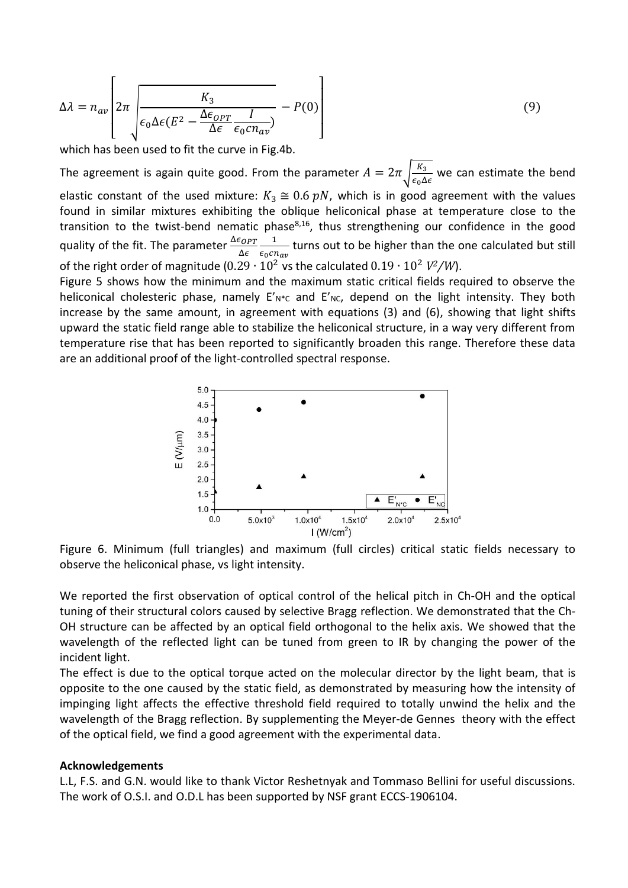$$\Delta\lambda = n_{av}\left[2\pi\sqrt{\frac{K_3}{\epsilon_0\Delta\epsilon(E^2 - \frac{\Delta\epsilon_{OPT}}{\Delta\epsilon}\frac{I}{\epsilon_0 c n_{av}})}} - P(0)\right] \tag{9}$$

which has been used to fit the curve in Fig.4b.

The agreement is again quite good. From the parameter $A = 2\pi\sqrt{\frac{K_3}{\epsilon_0\Delta\epsilon}}$ we can estimate the bend elastic constant of the used mixture: $K_3 \cong 0.6\ pN$, which is in good agreement with the values found in similar mixtures exhibiting the oblique heliconical phase at temperature close to the transition to the twist-bend nematic phase[8,16], thus strengthening our confidence in the good quality of the fit. The parameter $\frac{\Delta\epsilon_{OPT}}{\Delta\epsilon}\frac{1}{\epsilon_0 c n_{av}}$ turns out to be higher than the one calculated but still of the right order of magnitude ($0.29 \cdot 10^2$ vs the calculated $0.19 \cdot 10^2\ V^2/W$).

Figure 5 shows how the minimum and the maximum static critical fields required to observe the heliconical cholesteric phase, namely $E'_{N^*C}$ and $E'_{NC}$, depend on the light intensity. They both increase by the same amount, in agreement with equations (3) and (6), showing that light shifts upward the static field range able to stabilize the heliconical structure, in a way very different from temperature rise that has been reported to significantly broaden this range. Therefore these data are an additional proof of the light-controlled spectral response.

Figure 6. Minimum (full triangles) and maximum (full circles) critical static fields necessary to observe the heliconical phase, vs light intensity.

We reported the first observation of optical control of the helical pitch in Ch-OH and the optical tuning of their structural colors caused by selective Bragg reflection. We demonstrated that the Ch-OH structure can be affected by an optical field orthogonal to the helix axis. We showed that the wavelength of the reflected light can be tuned from green to IR by changing the power of the incident light.

The effect is due to the optical torque acted on the molecular director by the light beam, that is opposite to the one caused by the static field, as demonstrated by measuring how the intensity of impinging light affects the effective threshold field required to totally unwind the helix and the wavelength of the Bragg reflection. By supplementing the Meyer-de Gennes theory with the effect of the optical field, we find a good agreement with the experimental data.

**Acknowledgements**

L.L, F.S. and G.N. would like to thank Victor Reshetnyak and Tommaso Bellini for useful discussions. The work of O.S.I. and O.D.L has been supported by NSF grant ECCS-1906104.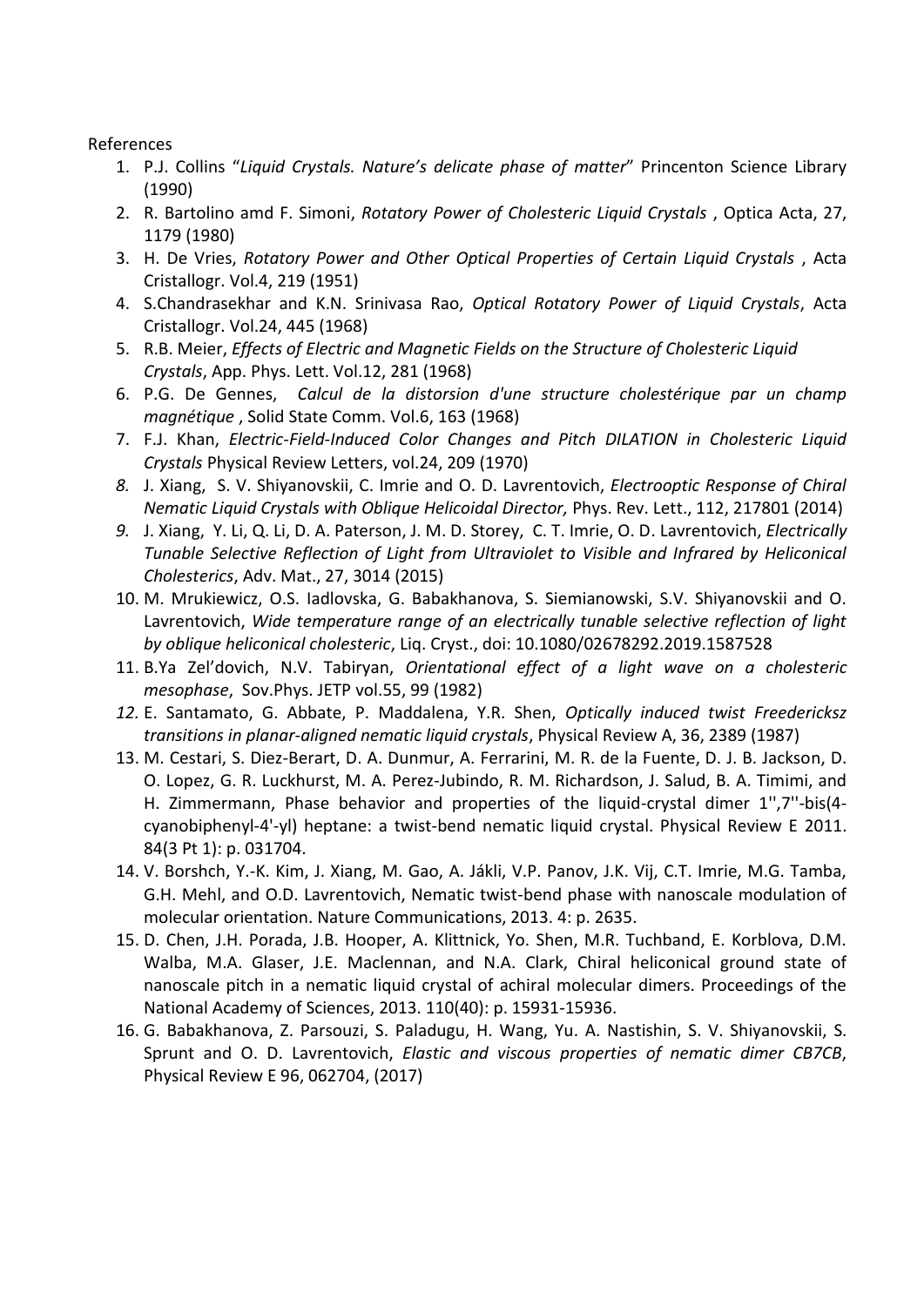References

1. P.J. Collins "*Liquid Crystals. Nature's delicate phase of matter*" Princenton Science Library (1990)
2. R. Bartolino amd F. Simoni, *Rotatory Power of Cholesteric Liquid Crystals* , Optica Acta, 27, 1179 (1980)
3. H. De Vries, *Rotatory Power and Other Optical Properties of Certain Liquid Crystals* , Acta Cristallogr. Vol.4, 219 (1951)
4. S.Chandrasekhar and K.N. Srinivasa Rao, *Optical Rotatory Power of Liquid Crystals*, Acta Cristallogr. Vol.24, 445 (1968)
5. R.B. Meier, *Effects of Electric and Magnetic Fields on the Structure of Cholesteric Liquid Crystals*, App. Phys. Lett. Vol.12, 281 (1968)
6. P.G. De Gennes, *Calcul de la distorsion d'une structure cholestérique par un champ magnétique* , Solid State Comm. Vol.6, 163 (1968)
7. F.J. Khan, *Electric-Field-Induced Color Changes and Pitch DILATION in Cholesteric Liquid Crystals* Physical Review Letters, vol.24, 209 (1970)
8. J. Xiang, S. V. Shiyanovskii, C. Imrie and O. D. Lavrentovich, *Electrooptic Response of Chiral Nematic Liquid Crystals with Oblique Helicoidal Director,* Phys. Rev. Lett., 112, 217801 (2014)
9. J. Xiang, Y. Li, Q. Li, D. A. Paterson, J. M. D. Storey, C. T. Imrie, O. D. Lavrentovich, *Electrically Tunable Selective Reflection of Light from Ultraviolet to Visible and Infrared by Heliconical Cholesterics*, Adv. Mat., 27, 3014 (2015)
10. M. Mrukiewicz, O.S. Iadlovska, G. Babakhanova, S. Siemianowski, S.V. Shiyanovskii and O. Lavrentovich, *Wide temperature range of an electrically tunable selective reflection of light by oblique heliconical cholesteric*, Liq. Cryst., doi: 10.1080/02678292.2019.1587528
11. B.Ya Zel'dovich, N.V. Tabiryan, *Orientational effect of a light wave on a cholesteric mesophase*, Sov.Phys. JETP vol.55, 99 (1982)
12. E. Santamato, G. Abbate, P. Maddalena, Y.R. Shen, *Optically induced twist Freedericksz transitions in planar-aligned nematic liquid crystals*, Physical Review A, 36, 2389 (1987)
13. M. Cestari, S. Diez-Berart, D. A. Dunmur, A. Ferrarini, M. R. de la Fuente, D. J. B. Jackson, D. O. Lopez, G. R. Luckhurst, M. A. Perez-Jubindo, R. M. Richardson, J. Salud, B. A. Timimi, and H. Zimmermann, Phase behavior and properties of the liquid-crystal dimer 1'',7''-bis(4-cyanobiphenyl-4'-yl) heptane: a twist-bend nematic liquid crystal. Physical Review E 2011. 84(3 Pt 1): p. 031704.
14. V. Borshch, Y.-K. Kim, J. Xiang, M. Gao, A. Jákli, V.P. Panov, J.K. Vij, C.T. Imrie, M.G. Tamba, G.H. Mehl, and O.D. Lavrentovich, Nematic twist-bend phase with nanoscale modulation of molecular orientation. Nature Communications, 2013. 4: p. 2635.
15. D. Chen, J.H. Porada, J.B. Hooper, A. Klittnick, Yo. Shen, M.R. Tuchband, E. Korblova, D.M. Walba, M.A. Glaser, J.E. Maclennan, and N.A. Clark, Chiral heliconical ground state of nanoscale pitch in a nematic liquid crystal of achiral molecular dimers. Proceedings of the National Academy of Sciences, 2013. 110(40): p. 15931-15936.
16. G. Babakhanova, Z. Parsouzi, S. Paladugu, H. Wang, Yu. A. Nastishin, S. V. Shiyanovskii, S. Sprunt and O. D. Lavrentovich, *Elastic and viscous properties of nematic dimer CB7CB*, Physical Review E 96, 062704, (2017)